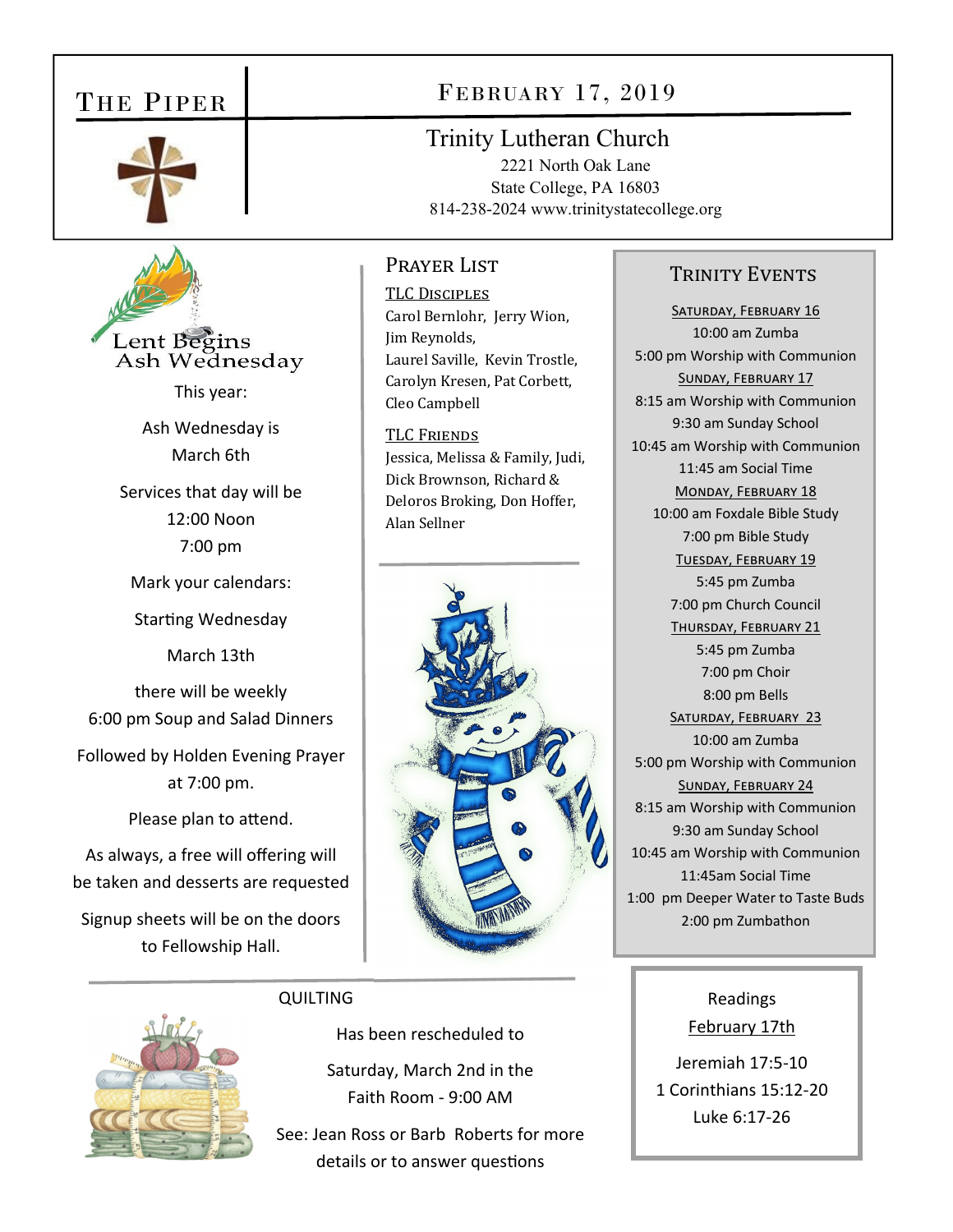# The Piper

## February 17, 2019

**Trinity Lutheran Church**
2221 North Oak Lane
State College, PA 16803
814-238-2024 www.trinitystatecollege.org

## Lent Begins Ash Wednesday

This year:

Ash Wednesday is March 6th

Services that day will be
12:00 Noon
7:00 pm

Mark your calendars:

Starting Wednesday March 13th

there will be weekly 6:00 pm Soup and Salad Dinners

Followed by Holden Evening Prayer at 7:00 pm.

Please plan to attend.

As always, a free will offering will be taken and desserts are requested

Signup sheets will be on the doors to Fellowship Hall.

## Prayer List

**TLC Disciples**
Carol Bernlohr, Jerry Wion, Jim Reynolds, Laurel Saville, Kevin Trostle, Carolyn Kresen, Pat Corbett, Cleo Campbell

**TLC Friends**
Jessica, Melissa & Family, Judi, Dick Brownson, Richard & Deloros Broking, Don Hoffer, Alan Sellner

## Trinity Events

**Saturday, February 16**
10:00 am Zumba
5:00 pm Worship with Communion

**Sunday, February 17**
8:15 am Worship with Communion
9:30 am Sunday School
10:45 am Worship with Communion
11:45 am Social Time

**Monday, February 18**
10:00 am Foxdale Bible Study
7:00 pm Bible Study

**Tuesday, February 19**
5:45 pm Zumba
7:00 pm Church Council

**Thursday, February 21**
5:45 pm Zumba
7:00 pm Choir
8:00 pm Bells

**Saturday, February 23**
10:00 am Zumba
5:00 pm Worship with Communion

**Sunday, February 24**
8:15 am Worship with Communion
9:30 am Sunday School
10:45 am Worship with Communion
11:45am Social Time
1:00 pm Deeper Water to Taste Buds
2:00 pm Zumbathon

## QUILTING

Has been rescheduled to

Saturday, March 2nd in the Faith Room - 9:00 AM

See: Jean Ross or Barb Roberts for more details or to answer questions

## Readings

**February 17th**

Jeremiah 17:5-10
1 Corinthians 15:12-20
Luke 6:17-26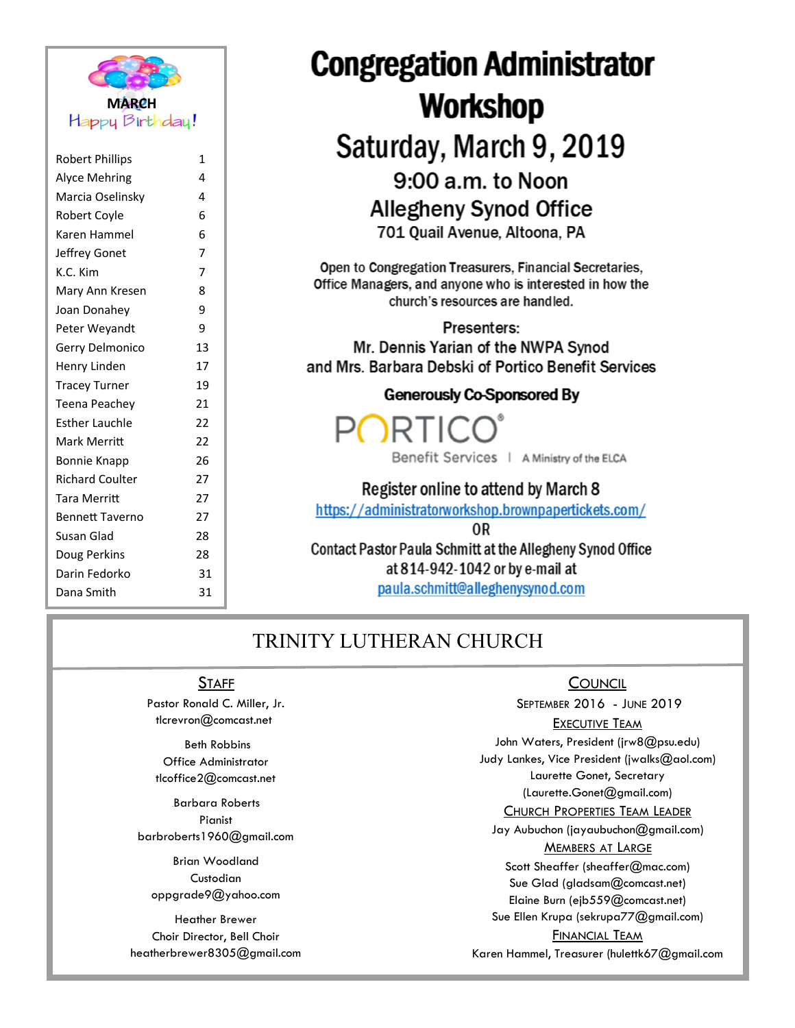MARCH
Happy Birthday!

| | |
|---|---|
| Robert Phillips | 1 |
| Alyce Mehring | 4 |
| Marcia Oselinsky | 4 |
| Robert Coyle | 6 |
| Karen Hammel | 6 |
| Jeffrey Gonet | 7 |
| K.C. Kim | 7 |
| Mary Ann Kresen | 8 |
| Joan Donahey | 9 |
| Peter Weyandt | 9 |
| Gerry Delmonico | 13 |
| Henry Linden | 17 |
| Tracey Turner | 19 |
| Teena Peachey | 21 |
| Esther Lauchle | 22 |
| Mark Merritt | 22 |
| Bonnie Knapp | 26 |
| Richard Coulter | 27 |
| Tara Merritt | 27 |
| Bennett Taverno | 27 |
| Susan Glad | 28 |
| Doug Perkins | 28 |
| Darin Fedorko | 31 |
| Dana Smith | 31 |

# Congregation Administrator Workshop

## Saturday, March 9, 2019

### 9:00 a.m. to Noon

### Allegheny Synod Office

701 Quail Avenue, Altoona, PA

Open to Congregation Treasurers, Financial Secretaries, Office Managers, and anyone who is interested in how the church's resources are handled.

Presenters:
Mr. Dennis Yarian of the NWPA Synod
and Mrs. Barbara Debski of Portico Benefit Services

**Generously Co-Sponsored By**

PORTICO®
Benefit Services | A Ministry of the ELCA

Register online to attend by March 8
https://administratorworkshop.brownpapertickets.com/
OR
Contact Pastor Paula Schmitt at the Allegheny Synod Office at 814-942-1042 or by e-mail at paula.schmitt@alleghenysynod.com

## TRINITY LUTHERAN CHURCH

### STAFF

Pastor Ronald C. Miller, Jr.
tlcrevron@comcast.net

Beth Robbins
Office Administrator
tlcoffice2@comcast.net

Barbara Roberts
Pianist
barbroberts1960@gmail.com

Brian Woodland
Custodian
oppgrade9@yahoo.com

Heather Brewer
Choir Director, Bell Choir
heatherbrewer8305@gmail.com

### COUNCIL

SEPTEMBER 2016 - JUNE 2019

EXECUTIVE TEAM

John Waters, President (jrw8@psu.edu)
Judy Lankes, Vice President (jwalks@aol.com)
Laurette Gonet, Secretary
(Laurette.Gonet@gmail.com)

CHURCH PROPERTIES TEAM LEADER

Jay Aubuchon (jayaubuchon@gmail.com)

MEMBERS AT LARGE

Scott Sheaffer (sheaffer@mac.com)
Sue Glad (gladsam@comcast.net)
Elaine Burn (ejb559@comcast.net)
Sue Ellen Krupa (sekrupa77@gmail.com)

FINANCIAL TEAM

Karen Hammel, Treasurer (hulettk67@gmail.com